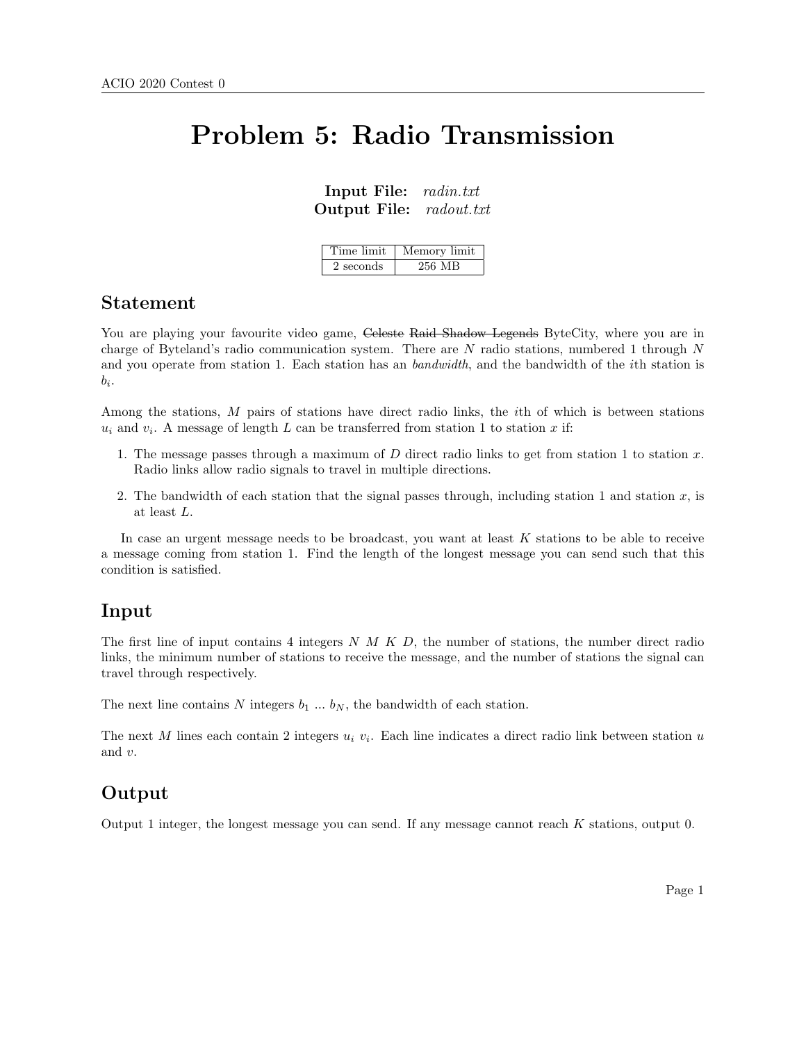# Problem 5: Radio Transmission

**Input File:** *radin.txt*
**Output File:** *radout.txt*

| Time limit | Memory limit |
| --- | --- |
| 2 seconds | 256 MB |

## Statement

You are playing your favourite video game, ~~Celeste~~ ~~Raid Shadow Legends~~ ByteCity, where you are in charge of Byteland's radio communication system. There are $N$ radio stations, numbered 1 through $N$ and you operate from station 1. Each station has an *bandwidth*, and the bandwidth of the $i$th station is $b_i$.

Among the stations, $M$ pairs of stations have direct radio links, the $i$th of which is between stations $u_i$ and $v_i$. A message of length $L$ can be transferred from station 1 to station $x$ if:

1. The message passes through a maximum of $D$ direct radio links to get from station 1 to station $x$. Radio links allow radio signals to travel in multiple directions.
2. The bandwidth of each station that the signal passes through, including station 1 and station $x$, is at least $L$.

In case an urgent message needs to be broadcast, you want at least $K$ stations to be able to receive a message coming from station 1. Find the length of the longest message you can send such that this condition is satisfied.

## Input

The first line of input contains 4 integers $N$ $M$ $K$ $D$, the number of stations, the number direct radio links, the minimum number of stations to receive the message, and the number of stations the signal can travel through respectively.

The next line contains $N$ integers $b_1$ ... $b_N$, the bandwidth of each station.

The next $M$ lines each contain 2 integers $u_i$ $v_i$. Each line indicates a direct radio link between station $u$ and $v$.

## Output

Output 1 integer, the longest message you can send. If any message cannot reach $K$ stations, output 0.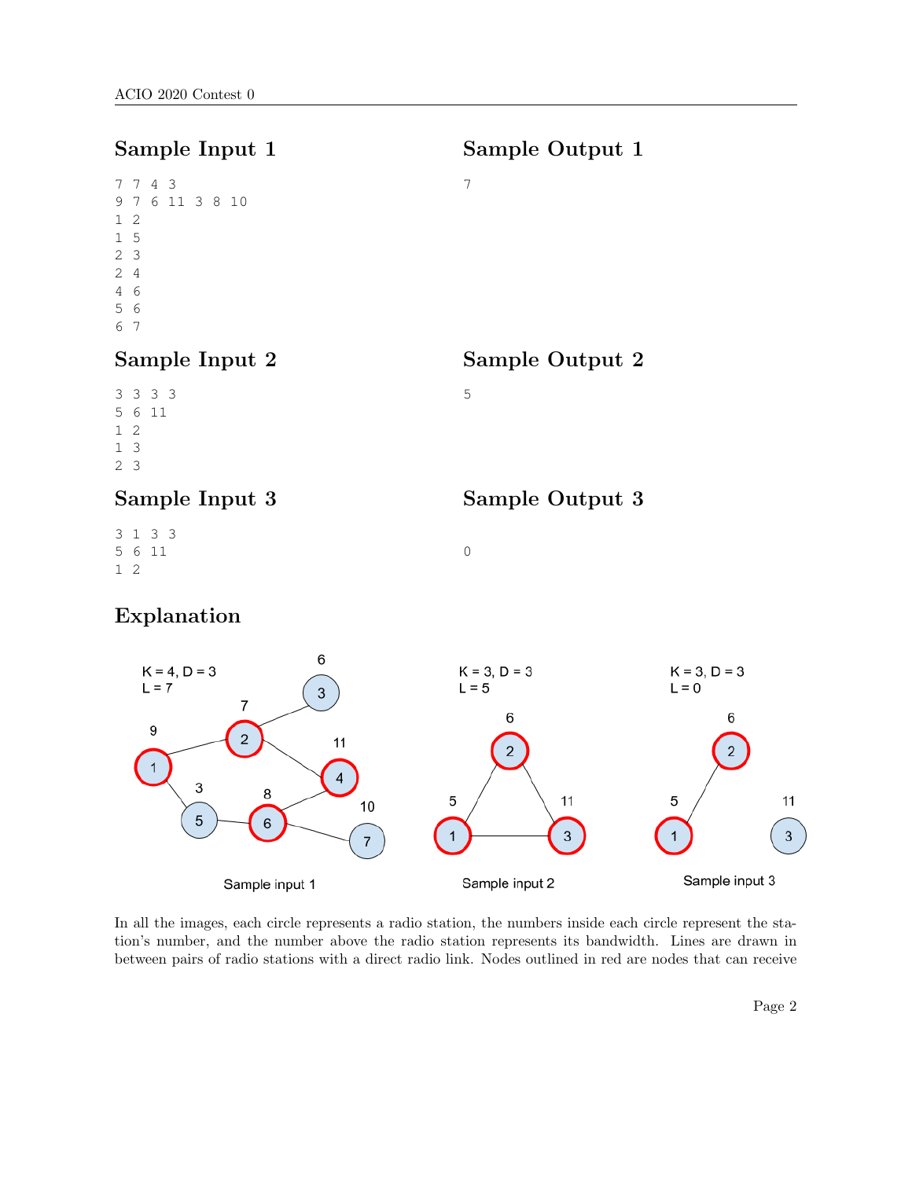## Sample Input 1

```
7 7 4 3
9 7 6 11 3 8 10
1 2
1 5
2 3
2 4
4 6
5 6
6 7
```

## Sample Output 1

```
7
```

## Sample Input 2

```
3 3 3 3
5 6 11
1 2
1 3
2 3
```

## Sample Output 2

```
5
```

## Sample Input 3

```
3 1 3 3
5 6 11
1 2
```

## Sample Output 3

```
0
```

## Explanation

In all the images, each circle represents a radio station, the numbers inside each circle represent the station's number, and the number above the radio station represents its bandwidth. Lines are drawn in between pairs of radio stations with a direct radio link. Nodes outlined in red are nodes that can receive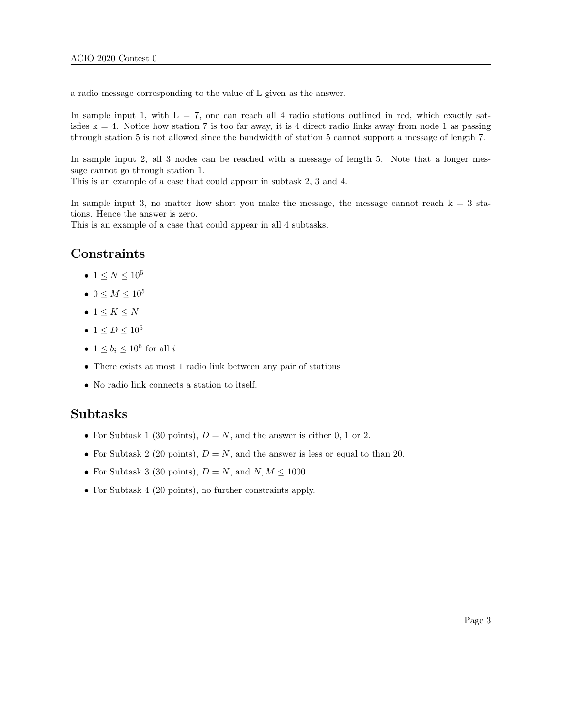a radio message corresponding to the value of L given as the answer.

In sample input 1, with L = 7, one can reach all 4 radio stations outlined in red, which exactly satisfies k = 4. Notice how station 7 is too far away, it is 4 direct radio links away from node 1 as passing through station 5 is not allowed since the bandwidth of station 5 cannot support a message of length 7.

In sample input 2, all 3 nodes can be reached with a message of length 5. Note that a longer message cannot go through station 1.
This is an example of a case that could appear in subtask 2, 3 and 4.

In sample input 3, no matter how short you make the message, the message cannot reach k = 3 stations. Hence the answer is zero.
This is an example of a case that could appear in all 4 subtasks.

## Constraints

- $1 \leq N \leq 10^5$
- $0 \leq M \leq 10^5$
- $1 \leq K \leq N$
- $1 \leq D \leq 10^5$
- $1 \leq b_i \leq 10^6$ for all $i$
- There exists at most 1 radio link between any pair of stations
- No radio link connects a station to itself.

## Subtasks

- For Subtask 1 (30 points), $D = N$, and the answer is either 0, 1 or 2.
- For Subtask 2 (20 points), $D = N$, and the answer is less or equal to than 20.
- For Subtask 3 (30 points), $D = N$, and $N, M \leq 1000$.
- For Subtask 4 (20 points), no further constraints apply.